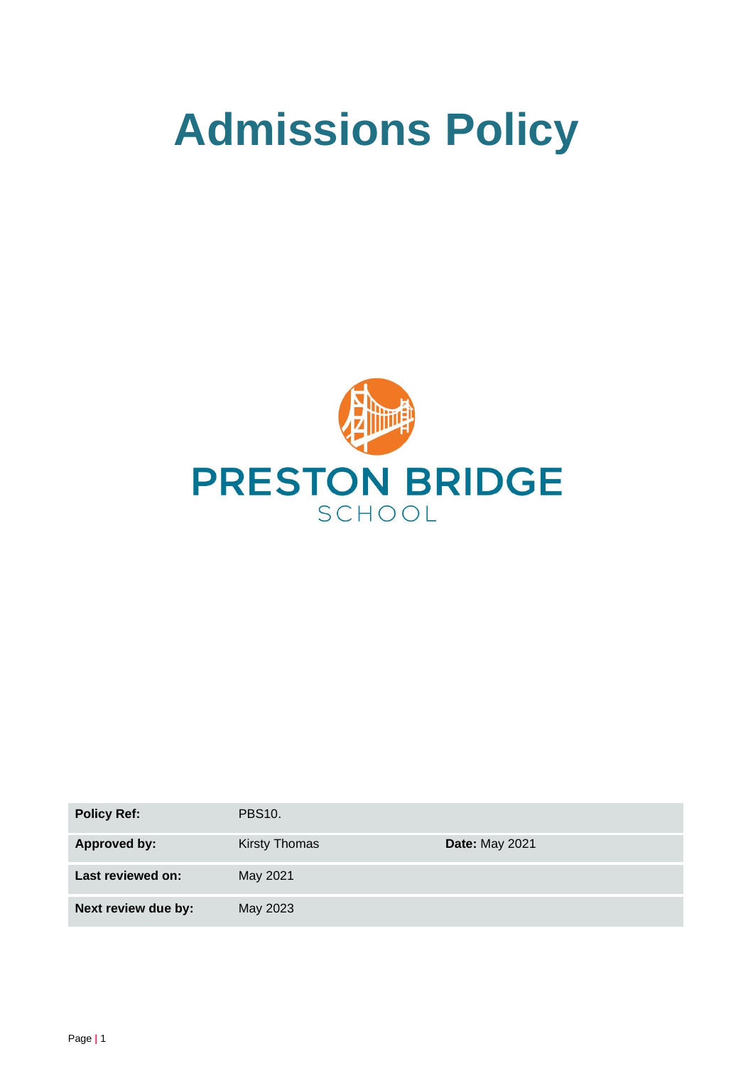# Admissions Policy

PRESTON BRIDGE
SCHOOL

| Policy Ref: | PBS10. | |
|---|---|---|
| Approved by: | Kirsty Thomas | **Date:** May 2021 |
| Last reviewed on: | May 2021 | |
| Next review due by: | May 2023 | |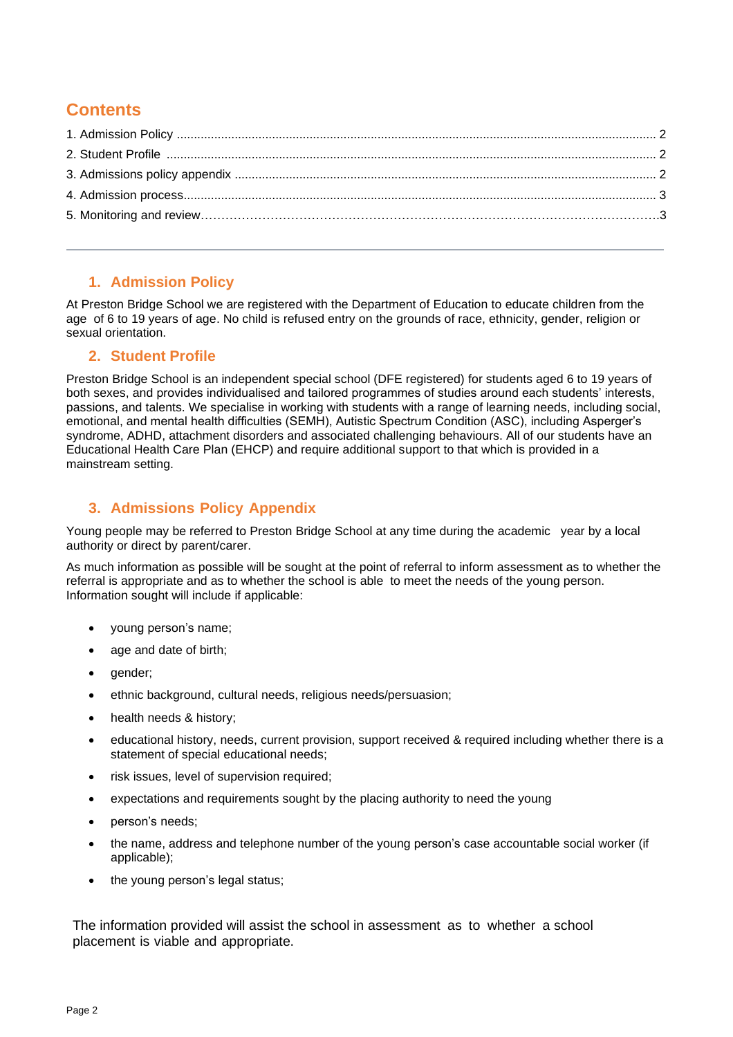## Contents

1. Admission Policy ........................................................................................................................................ 2
2. Student Profile ........................................................................................................................................... 2
3. Admissions policy appendix ....................................................................................................................... 2
4. Admission process...................................................................................................................................... 3
5. Monitoring and review……………………………………………………………………………………………….3

---

## 1. Admission Policy

At Preston Bridge School we are registered with the Department of Education to educate children from the age of 6 to 19 years of age. No child is refused entry on the grounds of race, ethnicity, gender, religion or sexual orientation.

## 2. Student Profile

Preston Bridge School is an independent special school (DFE registered) for students aged 6 to 19 years of both sexes, and provides individualised and tailored programmes of studies around each students' interests, passions, and talents. We specialise in working with students with a range of learning needs, including social, emotional, and mental health difficulties (SEMH), Autistic Spectrum Condition (ASC), including Asperger's syndrome, ADHD, attachment disorders and associated challenging behaviours. All of our students have an Educational Health Care Plan (EHCP) and require additional support to that which is provided in a mainstream setting.

## 3. Admissions Policy Appendix

Young people may be referred to Preston Bridge School at any time during the academic year by a local authority or direct by parent/carer.

As much information as possible will be sought at the point of referral to inform assessment as to whether the referral is appropriate and as to whether the school is able to meet the needs of the young person. Information sought will include if applicable:

- young person's name;
- age and date of birth;
- gender;
- ethnic background, cultural needs, religious needs/persuasion;
- health needs & history;
- educational history, needs, current provision, support received & required including whether there is a statement of special educational needs;
- risk issues, level of supervision required;
- expectations and requirements sought by the placing authority to need the young
- person's needs;
- the name, address and telephone number of the young person's case accountable social worker (if applicable);
- the young person's legal status;

The information provided will assist the school in assessment as to whether a school placement is viable and appropriate.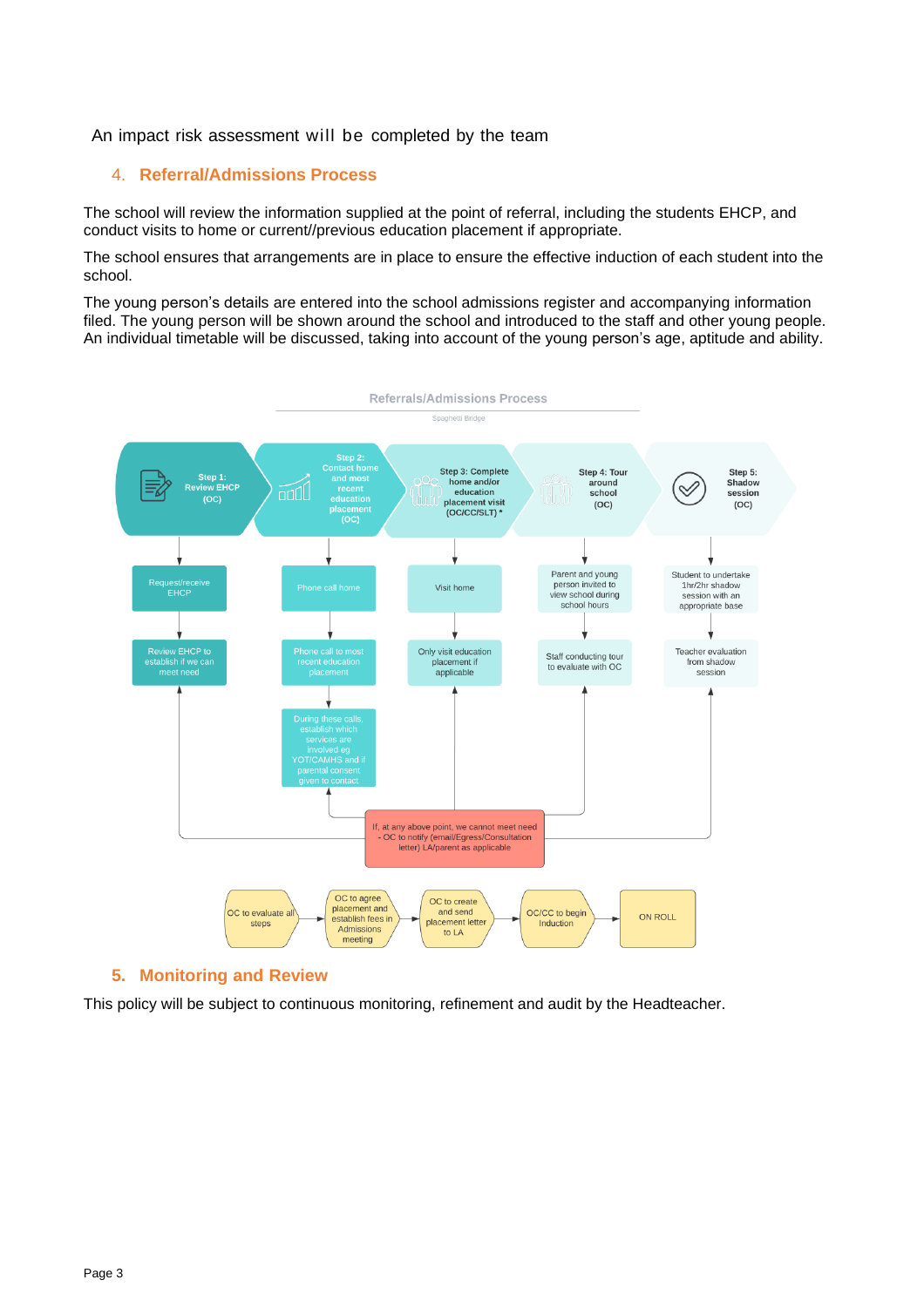An impact risk assessment will be completed by the team

## 4. Referral/Admissions Process

The school will review the information supplied at the point of referral, including the students EHCP, and conduct visits to home or current//previous education placement if appropriate.

The school ensures that arrangements are in place to ensure the effective induction of each student into the school.

The young person's details are entered into the school admissions register and accompanying information filed. The young person will be shown around the school and introduced to the staff and other young people. An individual timetable will be discussed, taking into account of the young person's age, aptitude and ability.

Referrals/Admissions Process

Spaghetti Bridge

Step 1: Review EHCP (OC)

Step 2: Contact home and most recent education placement (OC)

Step 3: Complete home and/or education placement visit (OC/CC/SLT) *

Step 4: Tour around school (OC)

Step 5: Shadow session (OC)

Request/receive EHCP

Review EHCP to establish if we can meet need

Phone call home

Phone call to most recent education placement

During these calls, establish which services are involved eg YOT/CAMHS and if parental consent given to contact

Visit home

Only visit education placement if applicable

Parent and young person invited to view school during school hours

Staff conducting tour to evaluate with OC

Student to undertake 1hr/2hr shadow session with an appropriate base

Teacher evaluation from shadow session

If, at any above point, we cannot meet need - OC to notify (email/Egress/Consultation letter) LA/parent as applicable

OC to evaluate all steps

OC to agree placement and establish fees in Admissions meeting

OC to create and send placement letter to LA

OC/CC to begin Induction

ON ROLL

## 5. Monitoring and Review

This policy will be subject to continuous monitoring, refinement and audit by the Headteacher.